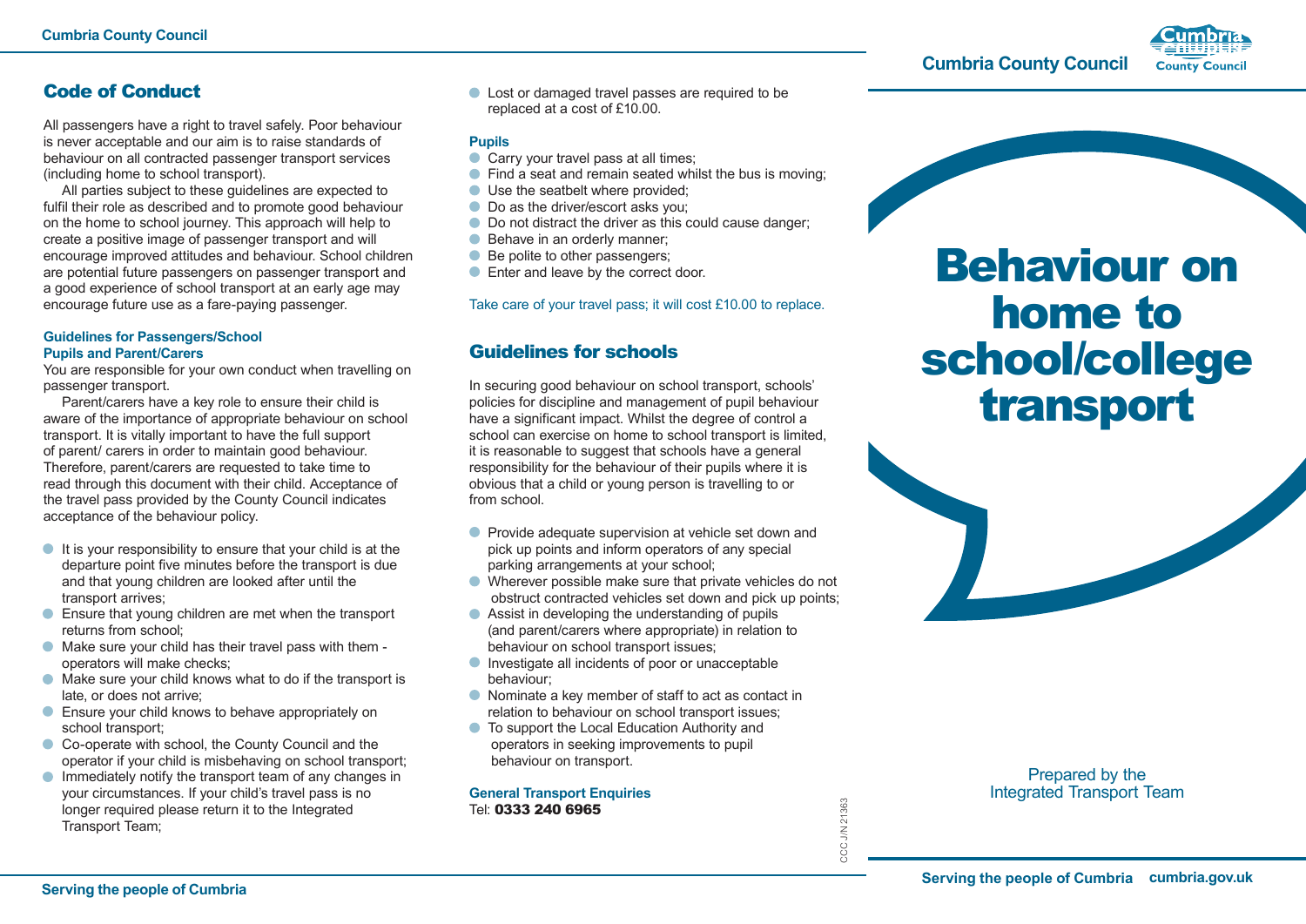## Code of Conduct

All passengers have a right to travel safely. Poor behaviour is never acceptable and our aim is to raise standards of behaviour on all contracted passenger transport services (including home to school transport).

All parties subject to these guidelines are expected to fulfil their role as described and to promote good behaviour on the home to school journey. This approach will help to create a positive image of passenger transport and will encourage improved attitudes and behaviour. School children are potential future passengers on passenger transport and a good experience of school transport at an early age may encourage future use as a fare-paying passenger.

### Guidelines for Passengers/School Pupils and Parent/Carers

You are responsible for your own conduct when travelling on passenger transport.

Parent/carers have a key role to ensure their child is aware of the importance of appropriate behaviour on school transport. It is vitally important to have the full support of parent/ carers in order to maintain good behaviour. Therefore, parent/carers are requested to take time to read through this document with their child. Acceptance of the travel pass provided by the County Council indicates acceptance of the behaviour policy.

- It is your responsibility to ensure that your child is at the departure point five minutes before the transport is due and that young children are looked after until the transport arrives;
- Ensure that young children are met when the transport returns from school;
- Make sure your child has their travel pass with them - operators will make checks;
- Make sure your child knows what to do if the transport is late, or does not arrive;
- Ensure your child knows to behave appropriately on school transport;
- Co-operate with school, the County Council and the operator if your child is misbehaving on school transport;
- Immediately notify the transport team of any changes in your circumstances. If your child's travel pass is no longer required please return it to the Integrated Transport Team;
- Lost or damaged travel passes are required to be replaced at a cost of £10.00.

### Pupils

- Carry your travel pass at all times;
- Find a seat and remain seated whilst the bus is moving;
- Use the seatbelt where provided;
- Do as the driver/escort asks you;
- Do not distract the driver as this could cause danger;
- Behave in an orderly manner;
- Be polite to other passengers;
- Enter and leave by the correct door.

Take care of your travel pass; it will cost £10.00 to replace.

## Guidelines for schools

In securing good behaviour on school transport, schools' policies for discipline and management of pupil behaviour have a significant impact. Whilst the degree of control a school can exercise on home to school transport is limited, it is reasonable to suggest that schools have a general responsibility for the behaviour of their pupils where it is obvious that a child or young person is travelling to or from school.

- Provide adequate supervision at vehicle set down and pick up points and inform operators of any special parking arrangements at your school;
- Wherever possible make sure that private vehicles do not obstruct contracted vehicles set down and pick up points;
- Assist in developing the understanding of pupils (and parent/carers where appropriate) in relation to behaviour on school transport issues;
- Investigate all incidents of poor or unacceptable behaviour;
- Nominate a key member of staff to act as contact in relation to behaviour on school transport issues;
- To support the Local Education Authority and operators in seeking improvements to pupil behaviour on transport.

**General Transport Enquiries**
Tel: **0333 240 6965**

CCC J/N 21363

Cumbria County Council

# Behaviour on home to school/college transport

Prepared by the Integrated Transport Team

Serving the people of Cumbria cumbria.gov.uk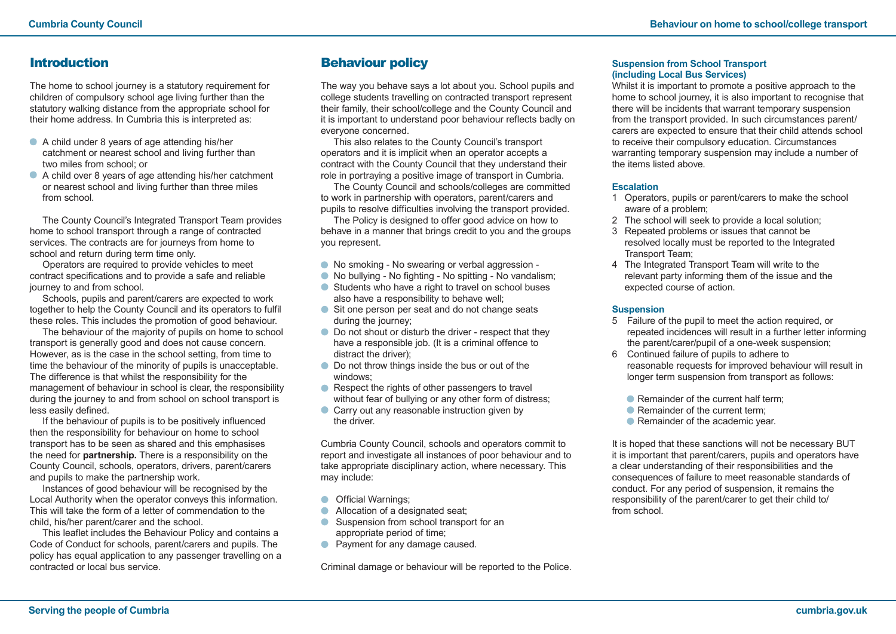## Introduction

The home to school journey is a statutory requirement for children of compulsory school age living further than the statutory walking distance from the appropriate school for their home address. In Cumbria this is interpreted as:

- A child under 8 years of age attending his/her catchment or nearest school and living further than two miles from school; or
- A child over 8 years of age attending his/her catchment or nearest school and living further than three miles from school.

The County Council's Integrated Transport Team provides home to school transport through a range of contracted services. The contracts are for journeys from home to school and return during term time only.

Operators are required to provide vehicles to meet contract specifications and to provide a safe and reliable journey to and from school.

Schools, pupils and parent/carers are expected to work together to help the County Council and its operators to fulfil these roles. This includes the promotion of good behaviour.

The behaviour of the majority of pupils on home to school transport is generally good and does not cause concern. However, as is the case in the school setting, from time to time the behaviour of the minority of pupils is unacceptable. The difference is that whilst the responsibility for the management of behaviour in school is clear, the responsibility during the journey to and from school on school transport is less easily defined.

If the behaviour of pupils is to be positively influenced then the responsibility for behaviour on home to school transport has to be seen as shared and this emphasises the need for **partnership.** There is a responsibility on the County Council, schools, operators, drivers, parent/carers and pupils to make the partnership work.

Instances of good behaviour will be recognised by the Local Authority when the operator conveys this information. This will take the form of a letter of commendation to the child, his/her parent/carer and the school.

This leaflet includes the Behaviour Policy and contains a Code of Conduct for schools, parent/carers and pupils. The policy has equal application to any passenger travelling on a contracted or local bus service.

## Behaviour policy

The way you behave says a lot about you. School pupils and college students travelling on contracted transport represent their family, their school/college and the County Council and it is important to understand poor behaviour reflects badly on everyone concerned.

This also relates to the County Council's transport operators and it is implicit when an operator accepts a contract with the County Council that they understand their role in portraying a positive image of transport in Cumbria.

The County Council and schools/colleges are committed to work in partnership with operators, parent/carers and pupils to resolve difficulties involving the transport provided.

The Policy is designed to offer good advice on how to behave in a manner that brings credit to you and the groups you represent.

- No smoking - No swearing or verbal aggression -
- No bullying - No fighting - No spitting - No vandalism;
- Students who have a right to travel on school buses also have a responsibility to behave well;
- Sit one person per seat and do not change seats during the journey;
- Do not shout or disturb the driver - respect that they have a responsible job. (It is a criminal offence to distract the driver);
- Do not throw things inside the bus or out of the windows;
- Respect the rights of other passengers to travel without fear of bullying or any other form of distress;
- Carry out any reasonable instruction given by the driver.

Cumbria County Council, schools and operators commit to report and investigate all instances of poor behaviour and to take appropriate disciplinary action, where necessary. This may include:

- Official Warnings;
- Allocation of a designated seat;
- Suspension from school transport for an appropriate period of time;
- Payment for any damage caused.

Criminal damage or behaviour will be reported to the Police.

### Suspension from School Transport (including Local Bus Services)

Whilst it is important to promote a positive approach to the home to school journey, it is also important to recognise that there will be incidents that warrant temporary suspension from the transport provided. In such circumstances parent/carers are expected to ensure that their child attends school to receive their compulsory education. Circumstances warranting temporary suspension may include a number of the items listed above.

### Escalation

1. Operators, pupils or parent/carers to make the school aware of a problem;
2. The school will seek to provide a local solution;
3. Repeated problems or issues that cannot be resolved locally must be reported to the Integrated Transport Team;
4. The Integrated Transport Team will write to the relevant party informing them of the issue and the expected course of action.

### Suspension

5. Failure of the pupil to meet the action required, or repeated incidences will result in a further letter informing the parent/carer/pupil of a one-week suspension;
6. Continued failure of pupils to adhere to reasonable requests for improved behaviour will result in longer term suspension from transport as follows:
    - Remainder of the current half term;
    - Remainder of the current term;
    - Remainder of the academic year.

It is hoped that these sanctions will not be necessary BUT it is important that parent/carers, pupils and operators have a clear understanding of their responsibilities and the consequences of failure to meet reasonable standards of conduct. For any period of suspension, it remains the responsibility of the parent/carer to get their child to/from school.